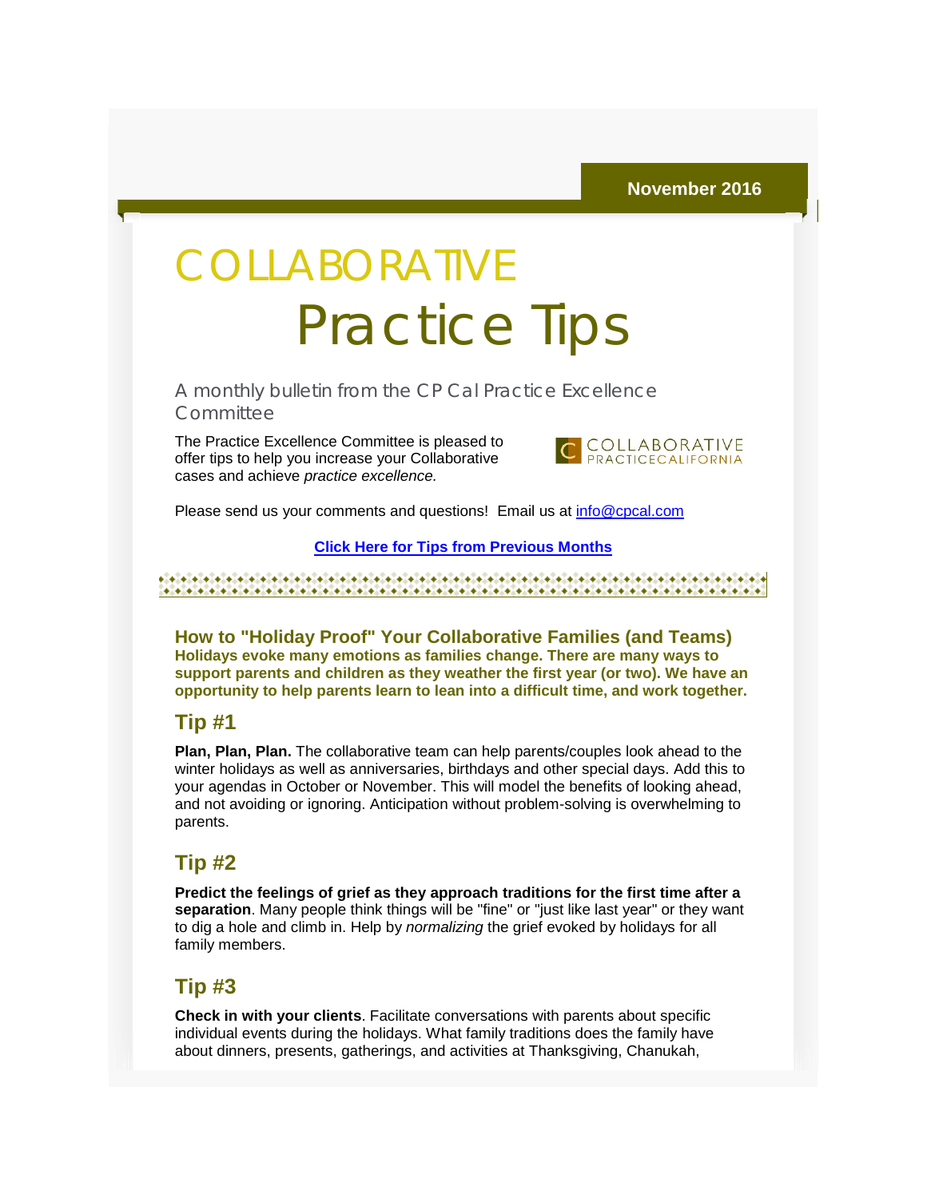November 2016

# COLLABORATIVE Practice Tips

A monthly bulletin from the CP Cal Practice Excellence Committee

The Practice Excellence Committee is pleased to offer tips to help you increase your Collaborative cases and achieve *practice excellence.*

COLLABORATIVE PRACTICECALIFORNIA

Please send us your comments and questions! Email us at info@cpcal.com

**Click Here for Tips from Previous Months**

## How to "Holiday Proof" Your Collaborative Families (and Teams)

**Holidays evoke many emotions as families change. There are many ways to support parents and children as they weather the first year (or two). We have an opportunity to help parents learn to lean into a difficult time, and work together.**

## Tip #1

**Plan, Plan, Plan.** The collaborative team can help parents/couples look ahead to the winter holidays as well as anniversaries, birthdays and other special days. Add this to your agendas in October or November. This will model the benefits of looking ahead, and not avoiding or ignoring. Anticipation without problem-solving is overwhelming to parents.

## Tip #2

**Predict the feelings of grief as they approach traditions for the first time after a separation**. Many people think things will be "fine" or "just like last year" or they want to dig a hole and climb in. Help by *normalizing* the grief evoked by holidays for all family members.

## Tip #3

**Check in with your clients**. Facilitate conversations with parents about specific individual events during the holidays. What family traditions does the family have about dinners, presents, gatherings, and activities at Thanksgiving, Chanukah,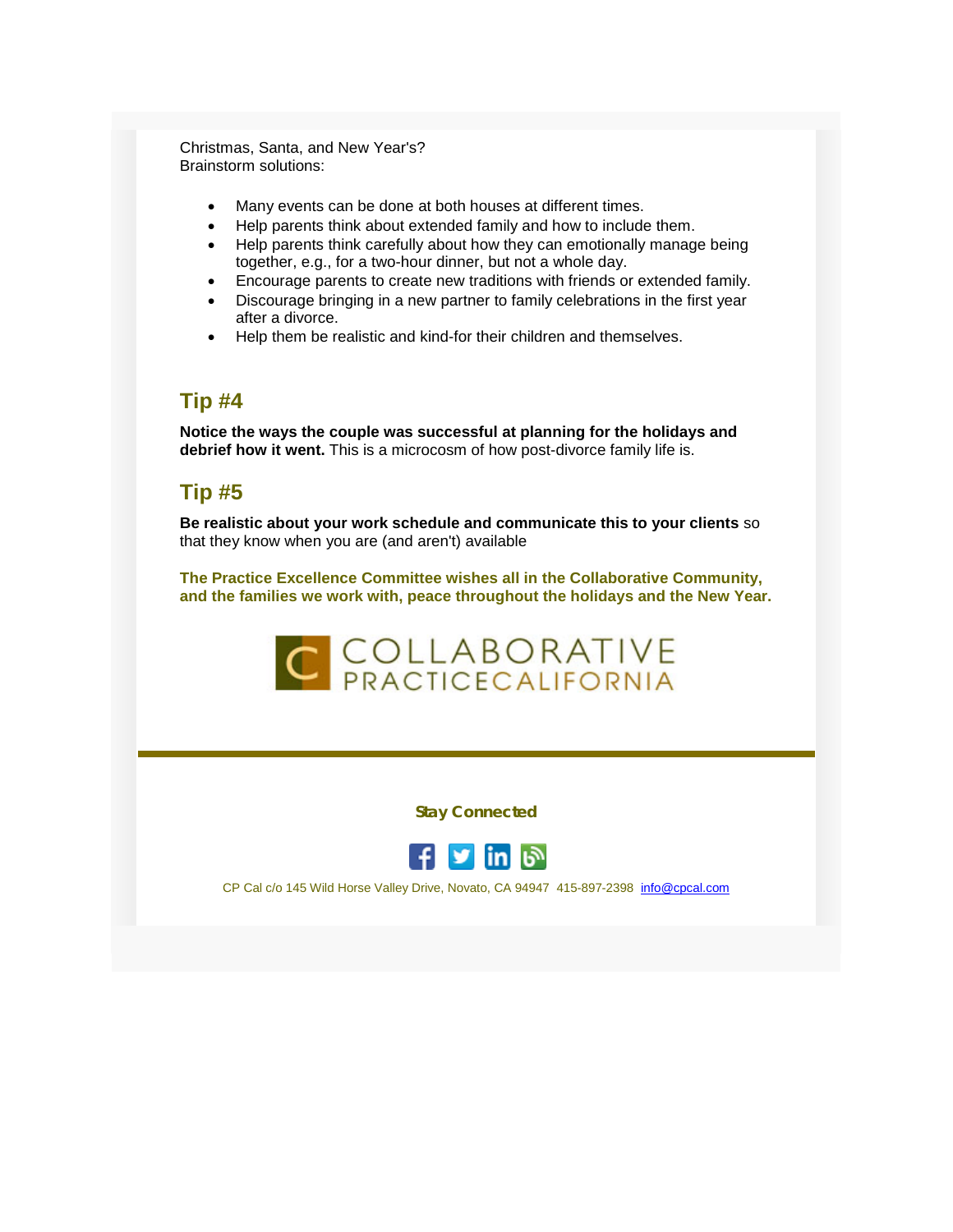Christmas, Santa, and New Year's?
Brainstorm solutions:

- Many events can be done at both houses at different times.
- Help parents think about extended family and how to include them.
- Help parents think carefully about how they can emotionally manage being together, e.g., for a two-hour dinner, but not a whole day.
- Encourage parents to create new traditions with friends or extended family.
- Discourage bringing in a new partner to family celebrations in the first year after a divorce.
- Help them be realistic and kind-for their children and themselves.

## Tip #4

**Notice the ways the couple was successful at planning for the holidays and debrief how it went.** This is a microcosm of how post-divorce family life is.

## Tip #5

**Be realistic about your work schedule and communicate this to your clients** so that they know when you are (and aren't) available

**The Practice Excellence Committee wishes all in the Collaborative Community, and the families we work with, peace throughout the holidays and the New Year.**

COLLABORATIVE PRACTICECALIFORNIA

**Stay Connected**

CP Cal c/o 145 Wild Horse Valley Drive, Novato, CA 94947 415-897-2398 info@cpcal.com